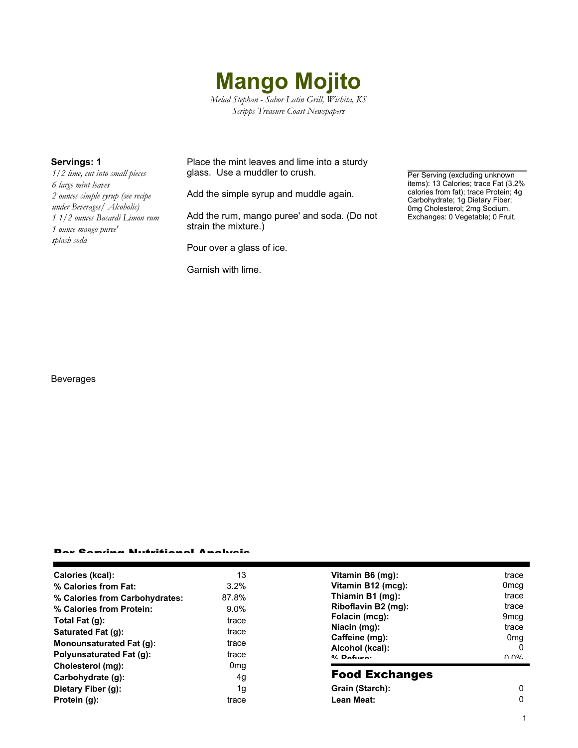# Mango Mojito

*Melad Stephan - Sabor Latin Grill, Wichita, KS*
*Scripps Treasure Coast Newspapers*

**Servings: 1**

*1/2 lime, cut into small pieces*
*6 large mint leaves*
*2 ounces simple syrup (see recipe under Beverages/ Alcoholic)*
*1 1/2 ounces Bacardi Limon rum*
*1 ounce mango puree'*
*splash soda*

Place the mint leaves and lime into a sturdy glass. Use a muddler to crush.

Add the simple syrup and muddle again.

Add the rum, mango puree' and soda. (Do not strain the mixture.)

Pour over a glass of ice.

Garnish with lime.

Per Serving (excluding unknown items): 13 Calories; trace Fat (3.2% calories from fat); trace Protein; 4g Carbohydrate; 1g Dietary Fiber; 0mg Cholesterol; 2mg Sodium. Exchanges: 0 Vegetable; 0 Fruit.

Beverages

## Per Serving Nutritional Analysis

| | | | |
|---|---|---|---|
| **Calories (kcal):** | 13 | **Vitamin B6 (mg):** | trace |
| **% Calories from Fat:** | 3.2% | **Vitamin B12 (mcg):** | 0mcg |
| **% Calories from Carbohydrates:** | 87.8% | **Thiamin B1 (mg):** | trace |
| **% Calories from Protein:** | 9.0% | **Riboflavin B2 (mg):** | trace |
| **Total Fat (g):** | trace | **Folacin (mcg):** | 9mcg |
| **Saturated Fat (g):** | trace | **Niacin (mg):** | trace |
| **Monounsaturated Fat (g):** | trace | **Caffeine (mg):** | 0mg |
| **Polyunsaturated Fat (g):** | trace | **Alcohol (kcal):** | 0 |
| **Cholesterol (mg):** | 0mg | **% Refuse:** | 0.0% |
| **Carbohydrate (g):** | 4g | | |
| **Dietary Fiber (g):** | 1g | | |
| **Protein (g):** | trace | | |

## Food Exchanges

| | |
|---|---|
| **Grain (Starch):** | 0 |
| **Lean Meat:** | 0 |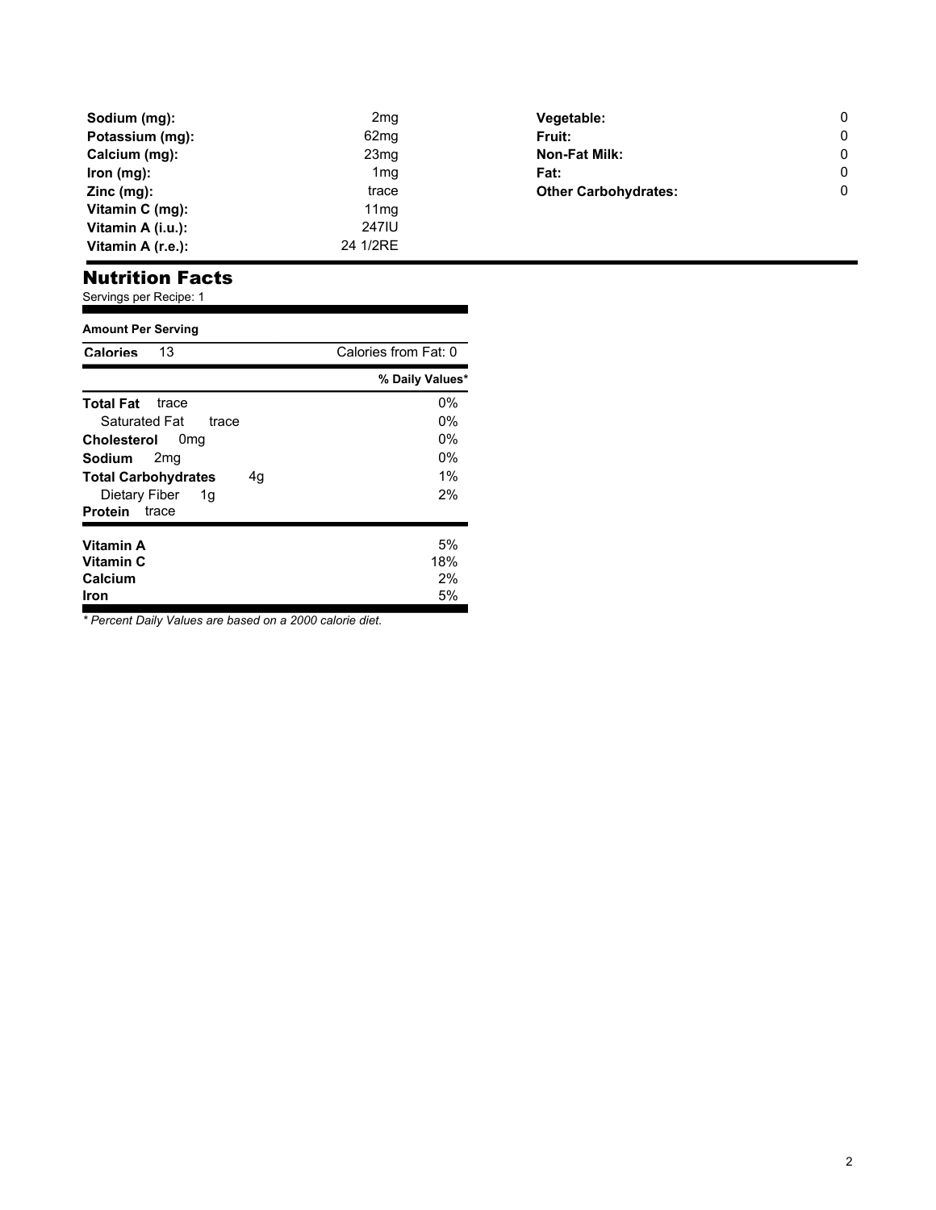| | |
|---|---|
| **Sodium (mg):** | 2mg |
| **Potassium (mg):** | 62mg |
| **Calcium (mg):** | 23mg |
| **Iron (mg):** | 1mg |
| **Zinc (mg):** | trace |
| **Vitamin C (mg):** | 11mg |
| **Vitamin A (i.u.):** | 247IU |
| **Vitamin A (r.e.):** | 24 1/2RE |

| | |
|---|---|
| **Vegetable:** | 0 |
| **Fruit:** | 0 |
| **Non-Fat Milk:** | 0 |
| **Fat:** | 0 |
| **Other Carbohydrates:** | 0 |

## Nutrition Facts

Servings per Recipe: 1

**Amount Per Serving**

| | |
|---|---|
| **Calories** 13 | Calories from Fat: 0 |
| | **% Daily Values*** |
| **Total Fat** trace | 0% |
| Saturated Fat trace | 0% |
| **Cholesterol** 0mg | 0% |
| **Sodium** 2mg | 0% |
| **Total Carbohydrates** 4g | 1% |
| Dietary Fiber 1g | 2% |
| **Protein** trace | |
| **Vitamin A** | 5% |
| **Vitamin C** | 18% |
| **Calcium** | 2% |
| **Iron** | 5% |

*\* Percent Daily Values are based on a 2000 calorie diet.*